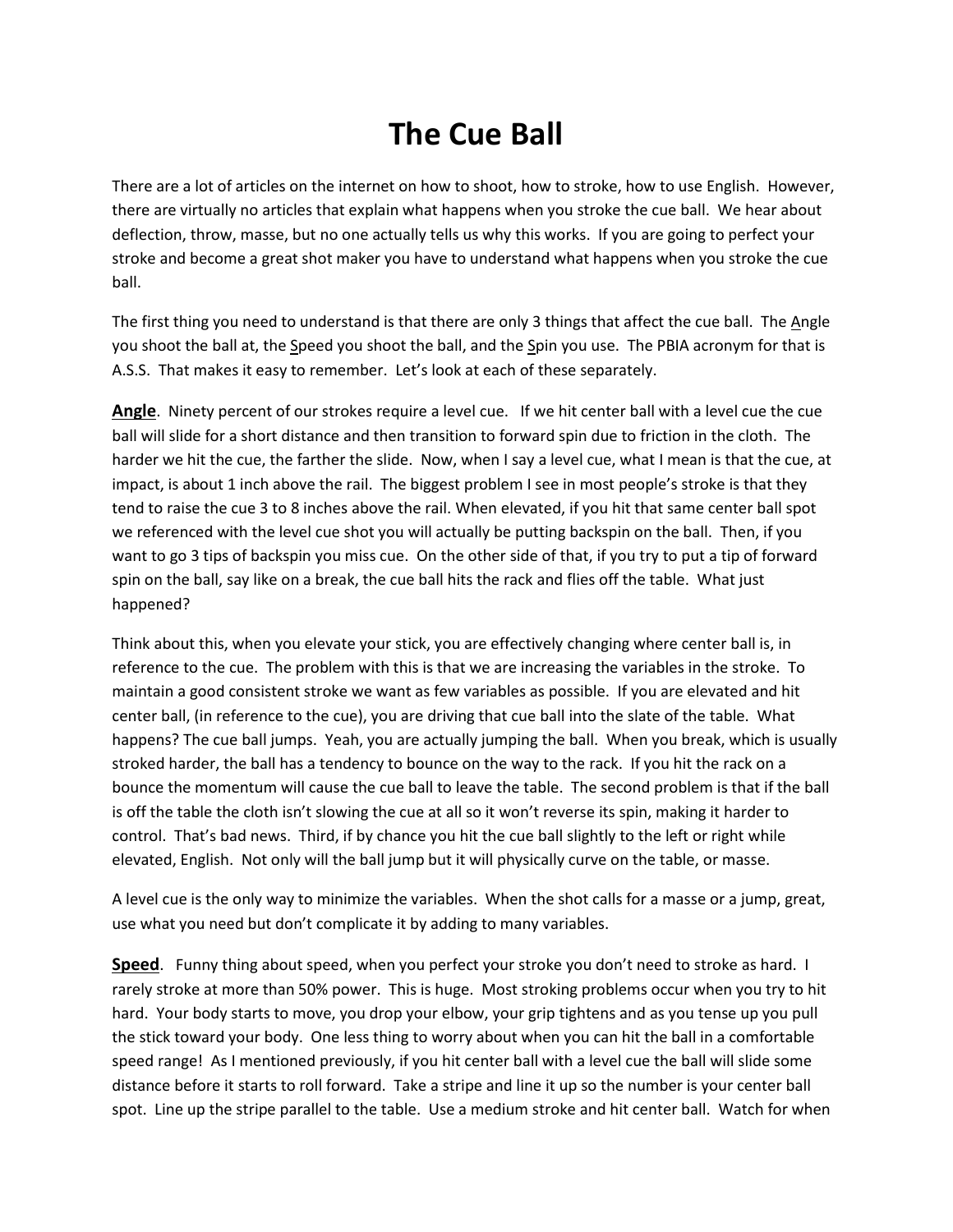# The Cue Ball

There are a lot of articles on the internet on how to shoot, how to stroke, how to use English. However, there are virtually no articles that explain what happens when you stroke the cue ball. We hear about deflection, throw, masse, but no one actually tells us why this works. If you are going to perfect your stroke and become a great shot maker you have to understand what happens when you stroke the cue ball.

The first thing you need to understand is that there are only 3 things that affect the cue ball. The Angle you shoot the ball at, the Speed you shoot the ball, and the Spin you use. The PBIA acronym for that is A.S.S. That makes it easy to remember. Let's look at each of these separately.

**Angle**. Ninety percent of our strokes require a level cue. If we hit center ball with a level cue the cue ball will slide for a short distance and then transition to forward spin due to friction in the cloth. The harder we hit the cue, the farther the slide. Now, when I say a level cue, what I mean is that the cue, at impact, is about 1 inch above the rail. The biggest problem I see in most people's stroke is that they tend to raise the cue 3 to 8 inches above the rail. When elevated, if you hit that same center ball spot we referenced with the level cue shot you will actually be putting backspin on the ball. Then, if you want to go 3 tips of backspin you miss cue. On the other side of that, if you try to put a tip of forward spin on the ball, say like on a break, the cue ball hits the rack and flies off the table. What just happened?

Think about this, when you elevate your stick, you are effectively changing where center ball is, in reference to the cue. The problem with this is that we are increasing the variables in the stroke. To maintain a good consistent stroke we want as few variables as possible. If you are elevated and hit center ball, (in reference to the cue), you are driving that cue ball into the slate of the table. What happens? The cue ball jumps. Yeah, you are actually jumping the ball. When you break, which is usually stroked harder, the ball has a tendency to bounce on the way to the rack. If you hit the rack on a bounce the momentum will cause the cue ball to leave the table. The second problem is that if the ball is off the table the cloth isn't slowing the cue at all so it won't reverse its spin, making it harder to control. That's bad news. Third, if by chance you hit the cue ball slightly to the left or right while elevated, English. Not only will the ball jump but it will physically curve on the table, or masse.

A level cue is the only way to minimize the variables. When the shot calls for a masse or a jump, great, use what you need but don't complicate it by adding to many variables.

**Speed**. Funny thing about speed, when you perfect your stroke you don't need to stroke as hard. I rarely stroke at more than 50% power. This is huge. Most stroking problems occur when you try to hit hard. Your body starts to move, you drop your elbow, your grip tightens and as you tense up you pull the stick toward your body. One less thing to worry about when you can hit the ball in a comfortable speed range! As I mentioned previously, if you hit center ball with a level cue the ball will slide some distance before it starts to roll forward. Take a stripe and line it up so the number is your center ball spot. Line up the stripe parallel to the table. Use a medium stroke and hit center ball. Watch for when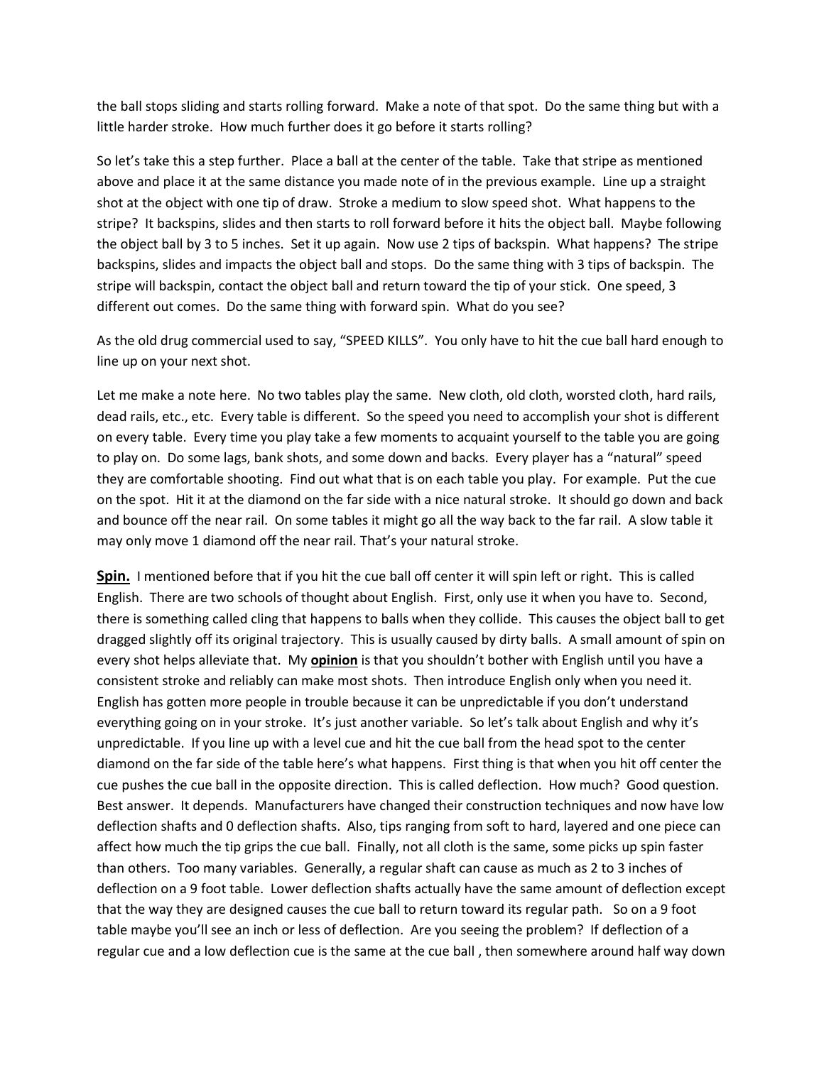the ball stops sliding and starts rolling forward. Make a note of that spot. Do the same thing but with a little harder stroke. How much further does it go before it starts rolling?

So let's take this a step further. Place a ball at the center of the table. Take that stripe as mentioned above and place it at the same distance you made note of in the previous example. Line up a straight shot at the object with one tip of draw. Stroke a medium to slow speed shot. What happens to the stripe? It backspins, slides and then starts to roll forward before it hits the object ball. Maybe following the object ball by 3 to 5 inches. Set it up again. Now use 2 tips of backspin. What happens? The stripe backspins, slides and impacts the object ball and stops. Do the same thing with 3 tips of backspin. The stripe will backspin, contact the object ball and return toward the tip of your stick. One speed, 3 different out comes. Do the same thing with forward spin. What do you see?

As the old drug commercial used to say, "SPEED KILLS". You only have to hit the cue ball hard enough to line up on your next shot.

Let me make a note here. No two tables play the same. New cloth, old cloth, worsted cloth, hard rails, dead rails, etc., etc. Every table is different. So the speed you need to accomplish your shot is different on every table. Every time you play take a few moments to acquaint yourself to the table you are going to play on. Do some lags, bank shots, and some down and backs. Every player has a "natural" speed they are comfortable shooting. Find out what that is on each table you play. For example. Put the cue on the spot. Hit it at the diamond on the far side with a nice natural stroke. It should go down and back and bounce off the near rail. On some tables it might go all the way back to the far rail. A slow table it may only move 1 diamond off the near rail. That's your natural stroke.

**Spin.** I mentioned before that if you hit the cue ball off center it will spin left or right. This is called English. There are two schools of thought about English. First, only use it when you have to. Second, there is something called cling that happens to balls when they collide. This causes the object ball to get dragged slightly off its original trajectory. This is usually caused by dirty balls. A small amount of spin on every shot helps alleviate that. My **opinion** is that you shouldn't bother with English until you have a consistent stroke and reliably can make most shots. Then introduce English only when you need it. English has gotten more people in trouble because it can be unpredictable if you don't understand everything going on in your stroke. It's just another variable. So let's talk about English and why it's unpredictable. If you line up with a level cue and hit the cue ball from the head spot to the center diamond on the far side of the table here's what happens. First thing is that when you hit off center the cue pushes the cue ball in the opposite direction. This is called deflection. How much? Good question. Best answer. It depends. Manufacturers have changed their construction techniques and now have low deflection shafts and 0 deflection shafts. Also, tips ranging from soft to hard, layered and one piece can affect how much the tip grips the cue ball. Finally, not all cloth is the same, some picks up spin faster than others. Too many variables. Generally, a regular shaft can cause as much as 2 to 3 inches of deflection on a 9 foot table. Lower deflection shafts actually have the same amount of deflection except that the way they are designed causes the cue ball to return toward its regular path. So on a 9 foot table maybe you'll see an inch or less of deflection. Are you seeing the problem? If deflection of a regular cue and a low deflection cue is the same at the cue ball , then somewhere around half way down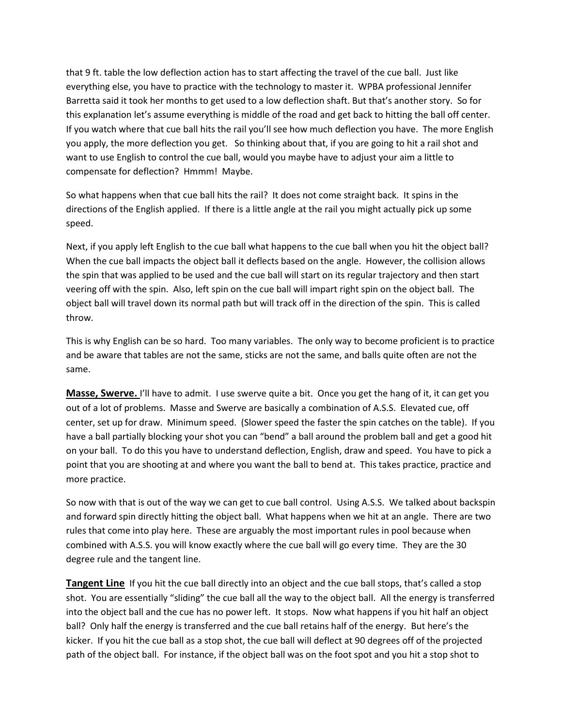that 9 ft. table the low deflection action has to start affecting the travel of the cue ball. Just like everything else, you have to practice with the technology to master it. WPBA professional Jennifer Barretta said it took her months to get used to a low deflection shaft. But that's another story. So for this explanation let's assume everything is middle of the road and get back to hitting the ball off center. If you watch where that cue ball hits the rail you'll see how much deflection you have. The more English you apply, the more deflection you get. So thinking about that, if you are going to hit a rail shot and want to use English to control the cue ball, would you maybe have to adjust your aim a little to compensate for deflection? Hmmm! Maybe.

So what happens when that cue ball hits the rail? It does not come straight back. It spins in the directions of the English applied. If there is a little angle at the rail you might actually pick up some speed.

Next, if you apply left English to the cue ball what happens to the cue ball when you hit the object ball? When the cue ball impacts the object ball it deflects based on the angle. However, the collision allows the spin that was applied to be used and the cue ball will start on its regular trajectory and then start veering off with the spin. Also, left spin on the cue ball will impart right spin on the object ball. The object ball will travel down its normal path but will track off in the direction of the spin. This is called throw.

This is why English can be so hard. Too many variables. The only way to become proficient is to practice and be aware that tables are not the same, sticks are not the same, and balls quite often are not the same.

**Masse, Swerve.** I'll have to admit. I use swerve quite a bit. Once you get the hang of it, it can get you out of a lot of problems. Masse and Swerve are basically a combination of A.S.S. Elevated cue, off center, set up for draw. Minimum speed. (Slower speed the faster the spin catches on the table). If you have a ball partially blocking your shot you can "bend" a ball around the problem ball and get a good hit on your ball. To do this you have to understand deflection, English, draw and speed. You have to pick a point that you are shooting at and where you want the ball to bend at. This takes practice, practice and more practice.

So now with that is out of the way we can get to cue ball control. Using A.S.S. We talked about backspin and forward spin directly hitting the object ball. What happens when we hit at an angle. There are two rules that come into play here. These are arguably the most important rules in pool because when combined with A.S.S. you will know exactly where the cue ball will go every time. They are the 30 degree rule and the tangent line.

**Tangent Line** If you hit the cue ball directly into an object and the cue ball stops, that's called a stop shot. You are essentially "sliding" the cue ball all the way to the object ball. All the energy is transferred into the object ball and the cue has no power left. It stops. Now what happens if you hit half an object ball? Only half the energy is transferred and the cue ball retains half of the energy. But here's the kicker. If you hit the cue ball as a stop shot, the cue ball will deflect at 90 degrees off of the projected path of the object ball. For instance, if the object ball was on the foot spot and you hit a stop shot to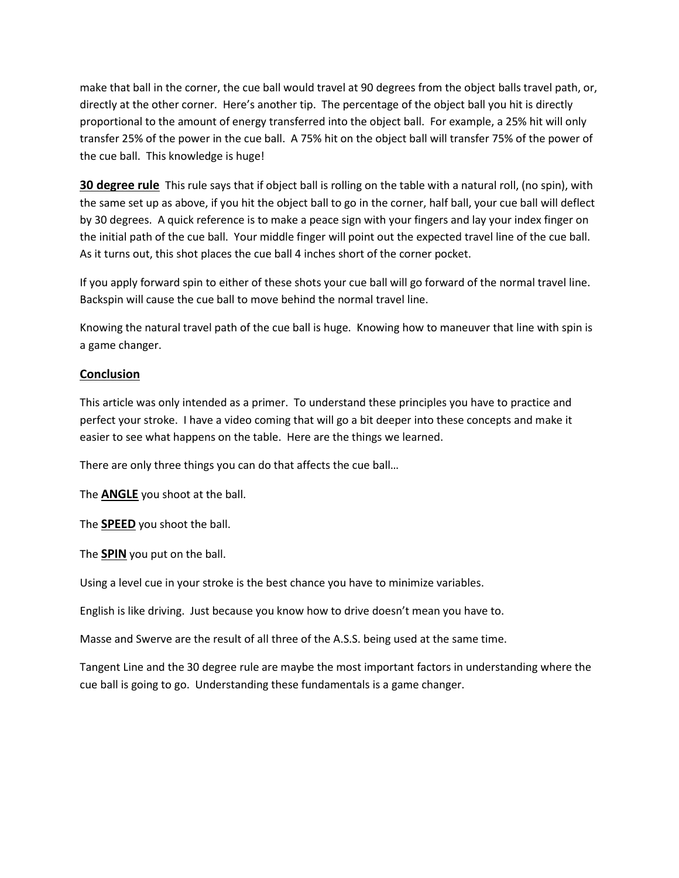make that ball in the corner, the cue ball would travel at 90 degrees from the object balls travel path, or, directly at the other corner. Here's another tip. The percentage of the object ball you hit is directly proportional to the amount of energy transferred into the object ball. For example, a 25% hit will only transfer 25% of the power in the cue ball. A 75% hit on the object ball will transfer 75% of the power of the cue ball. This knowledge is huge!

**<u>30 degree rule</u>** This rule says that if object ball is rolling on the table with a natural roll, (no spin), with the same set up as above, if you hit the object ball to go in the corner, half ball, your cue ball will deflect by 30 degrees. A quick reference is to make a peace sign with your fingers and lay your index finger on the initial path of the cue ball. Your middle finger will point out the expected travel line of the cue ball. As it turns out, this shot places the cue ball 4 inches short of the corner pocket.

If you apply forward spin to either of these shots your cue ball will go forward of the normal travel line. Backspin will cause the cue ball to move behind the normal travel line.

Knowing the natural travel path of the cue ball is huge. Knowing how to maneuver that line with spin is a game changer.

## <u>Conclusion</u>

This article was only intended as a primer. To understand these principles you have to practice and perfect your stroke. I have a video coming that will go a bit deeper into these concepts and make it easier to see what happens on the table. Here are the things we learned.

There are only three things you can do that affects the cue ball…

The **<u>ANGLE</u>** you shoot at the ball.

The **<u>SPEED</u>** you shoot the ball.

The **<u>SPIN</u>** you put on the ball.

Using a level cue in your stroke is the best chance you have to minimize variables.

English is like driving. Just because you know how to drive doesn't mean you have to.

Masse and Swerve are the result of all three of the A.S.S. being used at the same time.

Tangent Line and the 30 degree rule are maybe the most important factors in understanding where the cue ball is going to go. Understanding these fundamentals is a game changer.